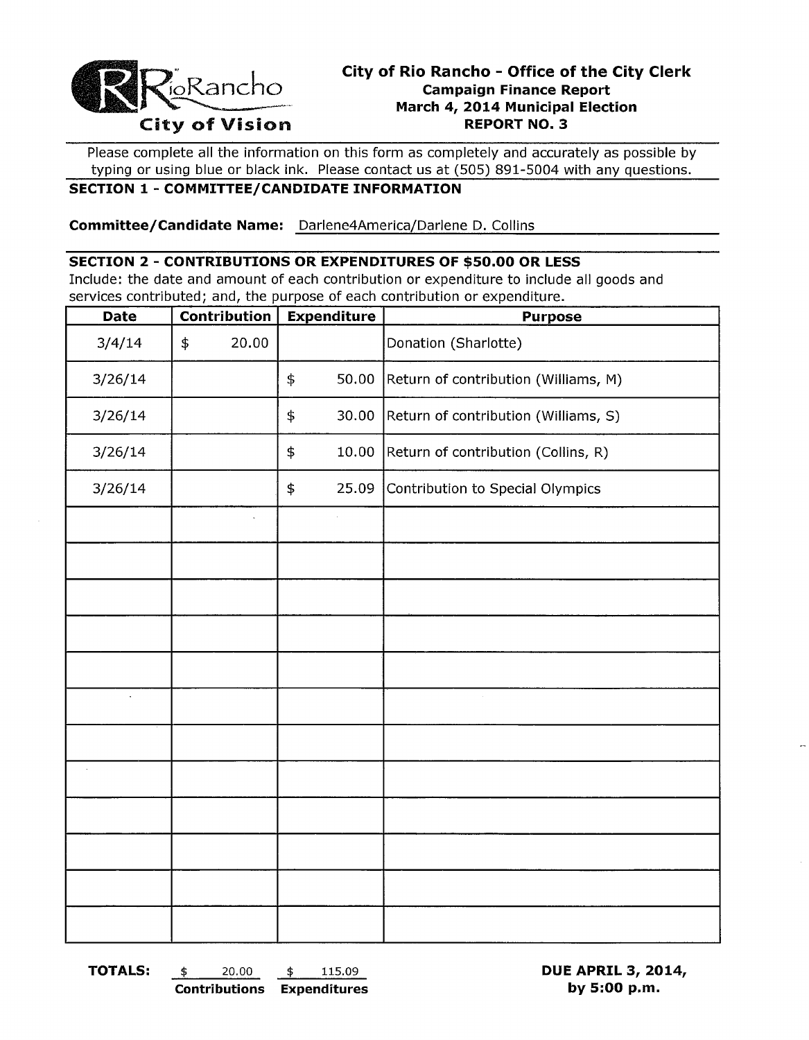RioRancho
City of Vision

# City of Rio Rancho - Office of the City Clerk

**Campaign Finance Report**
**March 4, 2014 Municipal Election**
**REPORT NO. 3**

Please complete all the information on this form as completely and accurately as possible by typing or using blue or black ink. Please contact us at (505) 891-5004 with any questions.

## SECTION 1 - COMMITTEE/CANDIDATE INFORMATION

**Committee/Candidate Name:** Darlene4America/Darlene D. Collins

## SECTION 2 - CONTRIBUTIONS OR EXPENDITURES OF $50.00 OR LESS

Include: the date and amount of each contribution or expenditure to include all goods and services contributed; and, the purpose of each contribution or expenditure.

| Date | Contribution | Expenditure | Purpose |
|---|---|---|---|
| 3/4/14 | $ 20.00 | | Donation (Sharlotte) |
| 3/26/14 | | $ 50.00 | Return of contribution (Williams, M) |
| 3/26/14 | | $ 30.00 | Return of contribution (Williams, S) |
| 3/26/14 | | $ 10.00 | Return of contribution (Collins, R) |
| 3/26/14 | | $ 25.09 | Contribution to Special Olympics |
| | | | |
| | | | |
| | | | |
| | | | |
| | | | |
| | | | |
| | | | |
| | | | |
| | | | |
| | | | |
| | | | |
| | | | |

**TOTALS:** $ 20.00 **Contributions** $ 115.09 **Expenditures**

**DUE APRIL 3, 2014, by 5:00 p.m.**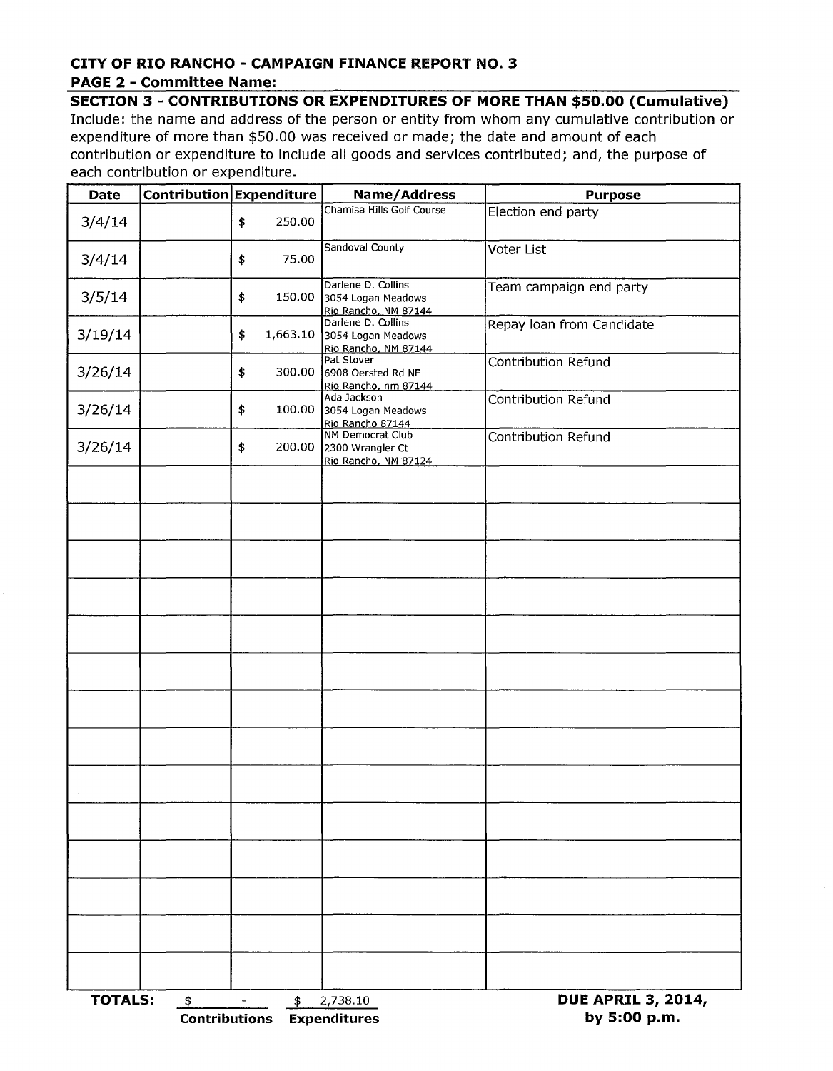**CITY OF RIO RANCHO - CAMPAIGN FINANCE REPORT NO. 3**

**PAGE 2 - Committee Name:**

## SECTION 3 - CONTRIBUTIONS OR EXPENDITURES OF MORE THAN $50.00 (Cumulative)

Include: the name and address of the person or entity from whom any cumulative contribution or expenditure of more than $50.00 was received or made; the date and amount of each contribution or expenditure to include all goods and services contributed; and, the purpose of each contribution or expenditure.

| Date | Contribution | Expenditure | Name/Address | Purpose |
|---|---|---|---|---|
| 3/4/14 | | $ 250.00 | Chamisa Hills Golf Course | Election end party |
| 3/4/14 | | $ 75.00 | Sandoval County | Voter List |
| 3/5/14 | | $ 150.00 | Darlene D. Collins<br>3054 Logan Meadows<br>Rio Rancho, NM 87144 | Team campaign end party |
| 3/19/14 | | $ 1,663.10 | Darlene D. Collins<br>3054 Logan Meadows<br>Rio Rancho, NM 87144 | Repay loan from Candidate |
| 3/26/14 | | $ 300.00 | Pat Stover<br>6908 Oersted Rd NE<br>Rio Rancho, nm 87144 | Contribution Refund |
| 3/26/14 | | $ 100.00 | Ada Jackson<br>3054 Logan Meadows<br>Rio Rancho 87144 | Contribution Refund |
| 3/26/14 | | $ 200.00 | NM Democrat Club<br>2300 Wrangler Ct<br>Rio Rancho, NM 87124 | Contribution Refund |
| | | | | |
| | | | | |
| | | | | |
| | | | | |
| | | | | |
| | | | | |
| | | | | |
| | | | | |
| | | | | |
| | | | | |
| | | | | |
| | | | | |
| | | | | |
| | | | | |

**TOTALS:** $ - **Contributions** $ 2,738.10 **Expenditures**

**DUE APRIL 3, 2014, by 5:00 p.m.**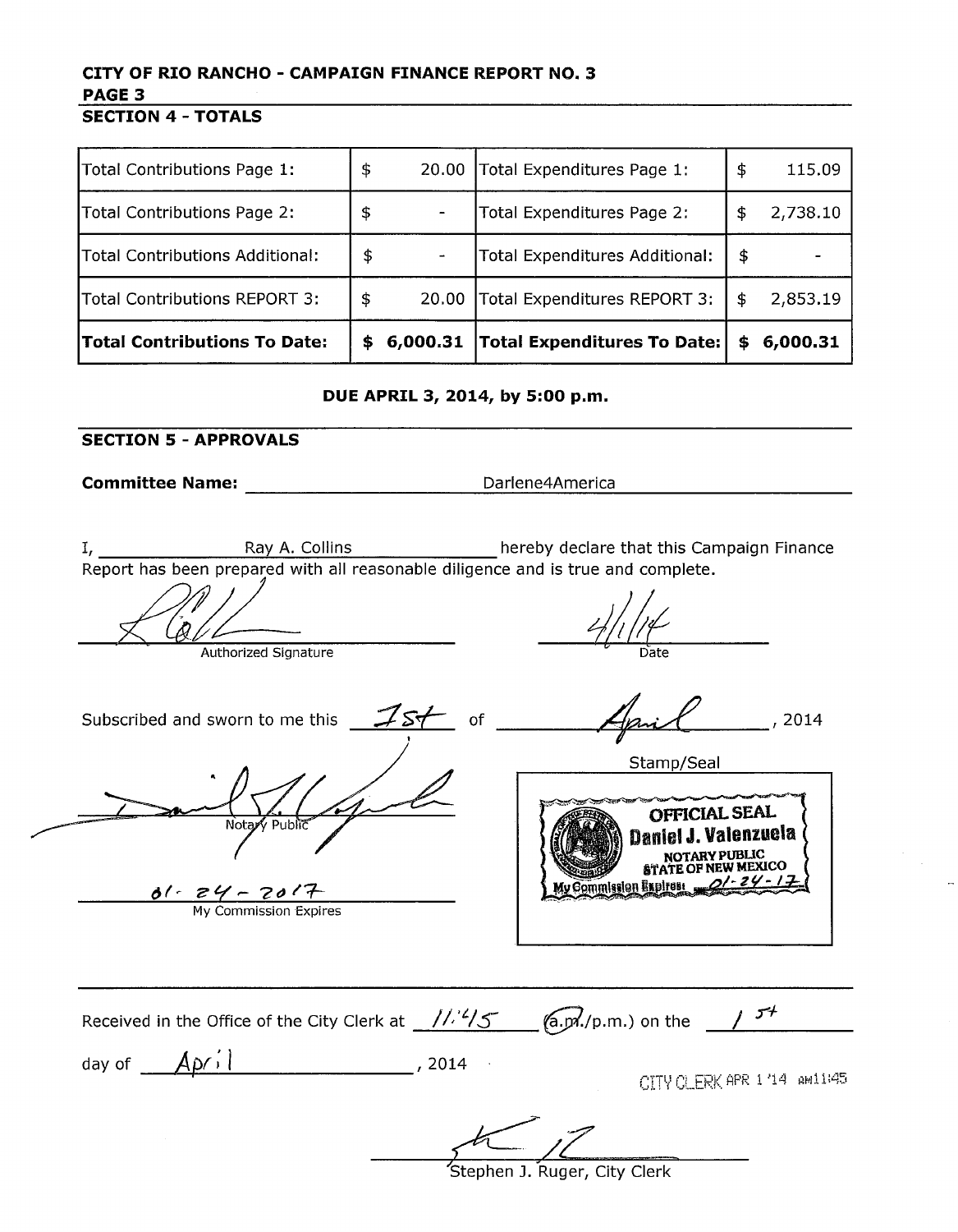**CITY OF RIO RANCHO - CAMPAIGN FINANCE REPORT NO. 3**

**PAGE 3**

**SECTION 4 - TOTALS**

| | | | |
|---|---|---|---|
| Total Contributions Page 1: | $ 20.00 | Total Expenditures Page 1: | $ 115.09 |
| Total Contributions Page 2: | $ - | Total Expenditures Page 2: | $ 2,738.10 |
| Total Contributions Additional: | $ - | Total Expenditures Additional: | $ - |
| Total Contributions REPORT 3: | $ 20.00 | Total Expenditures REPORT 3: | $ 2,853.19 |
| **Total Contributions To Date:** | **$ 6,000.31** | **Total Expenditures To Date:** | **$ 6,000.31** |

**DUE APRIL 3, 2014, by 5:00 p.m.**

**SECTION 5 - APPROVALS**

**Committee Name:** Darlene4America

I, Ray A. Collins hereby declare that this Campaign Finance Report has been prepared with all reasonable diligence and is true and complete.

[signature]
Authorized Signature

4/1/14
Date

Subscribed and sworn to me this 1st of April, 2014

[signature]
Notary Public

01-24-2017
My Commission Expires

Stamp/Seal

OFFICIAL SEAL
Daniel J. Valenzuela
NOTARY PUBLIC
STATE OF NEW MEXICO
My Commission Expires: 01-24-17

Received in the Office of the City Clerk at 11:45 (a.m./p.m.) on the 1st day of April, 2014

CITY CLERK APR 1 '14 AM11:45

[signature]
Stephen J. Ruger, City Clerk